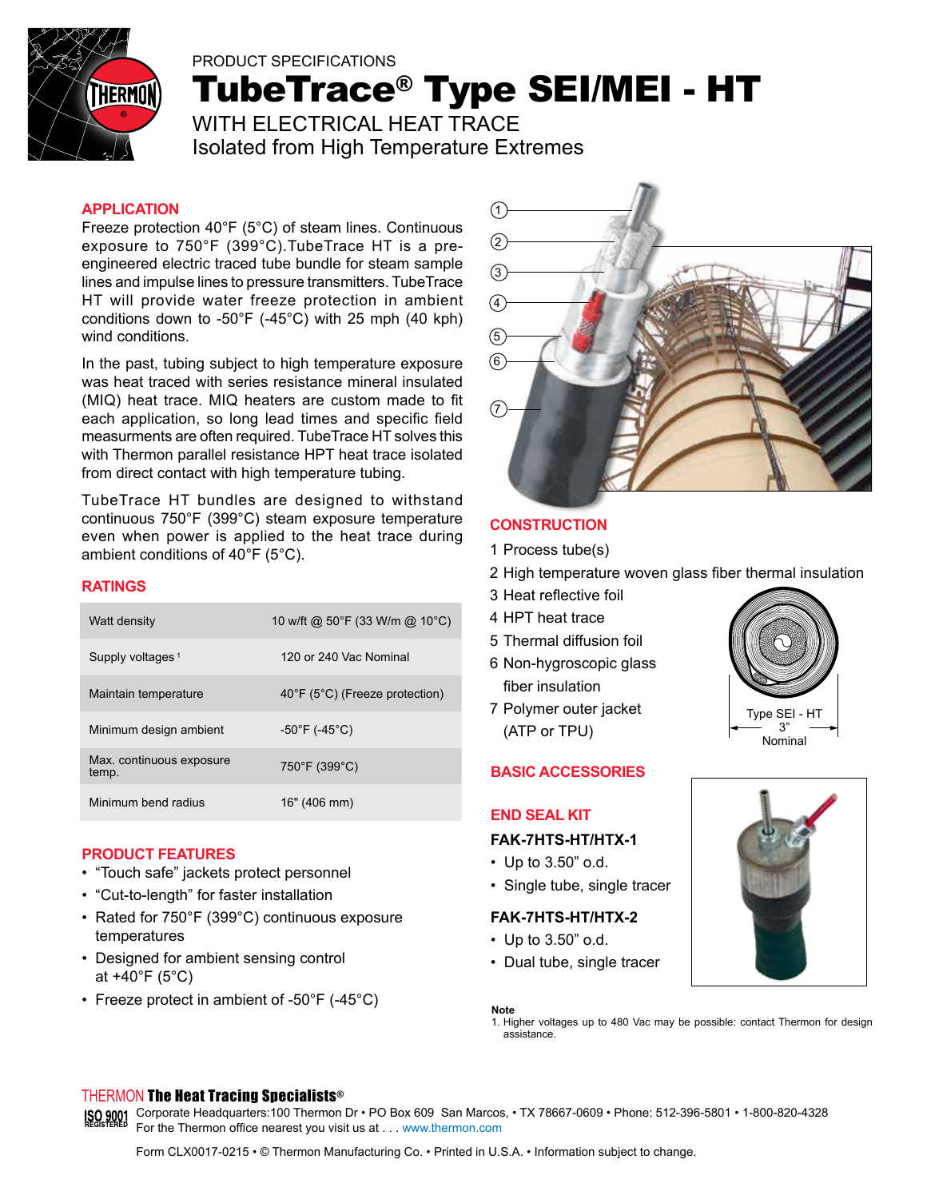PRODUCT SPECIFICATIONS

# TubeTrace® Type SEI/MEI - HT

WITH ELECTRICAL HEAT TRACE
Isolated from High Temperature Extremes

## APPLICATION

Freeze protection 40°F (5°C) of steam lines. Continuous exposure to 750°F (399°C).TubeTrace HT is a pre-engineered electric traced tube bundle for steam sample lines and impulse lines to pressure transmitters. TubeTrace HT will provide water freeze protection in ambient conditions down to -50°F (-45°C) with 25 mph (40 kph) wind conditions.

In the past, tubing subject to high temperature exposure was heat traced with series resistance mineral insulated (MIQ) heat trace. MIQ heaters are custom made to fit each application, so long lead times and specific field measurments are often required. TubeTrace HT solves this with Thermon parallel resistance HPT heat trace isolated from direct contact with high temperature tubing.

TubeTrace HT bundles are designed to withstand continuous 750°F (399°C) steam exposure temperature even when power is applied to the heat trace during ambient conditions of 40°F (5°C).

## RATINGS

| | |
|---|---|
| Watt density | 10 w/ft @ 50°F (33 W/m @ 10°C) |
| Supply voltages [1] | 120 or 240 Vac Nominal |
| Maintain temperature | 40°F (5°C) (Freeze protection) |
| Minimum design ambient | -50°F (-45°C) |
| Max. continuous exposure temp. | 750°F (399°C) |
| Minimum bend radius | 16" (406 mm) |

## PRODUCT FEATURES

- “Touch safe” jackets protect personnel
- “Cut-to-length” for faster installation
- Rated for 750°F (399°C) continuous exposure temperatures
- Designed for ambient sensing control at +40°F (5°C)
- Freeze protect in ambient of -50°F (-45°C)

## CONSTRUCTION

1 Process tube(s)
2 High temperature woven glass fiber thermal insulation
3 Heat reflective foil
4 HPT heat trace
5 Thermal diffusion foil
6 Non-hygroscopic glass fiber insulation
7 Polymer outer jacket (ATP or TPU)

Type SEI - HT
3"
Nominal

## BASIC ACCESSORIES

### END SEAL KIT

**FAK-7HTS-HT/HTX-1**

- Up to 3.50” o.d.
- Single tube, single tracer

**FAK-7HTS-HT/HTX-2**

- Up to 3.50” o.d.
- Dual tube, single tracer

**Note**
1. Higher voltages up to 480 Vac may be possible: contact Thermon for design assistance.

THERMON **The Heat Tracing Specialists**®

ISO 9001 REGISTERED Corporate Headquarters:100 Thermon Dr • PO Box 609 San Marcos, • TX 78667-0609 • Phone: 512-396-5801 • 1-800-820-4328
For the Thermon office nearest you visit us at . . . www.thermon.com

Form CLX0017-0215 • © Thermon Manufacturing Co. • Printed in U.S.A. • Information subject to change.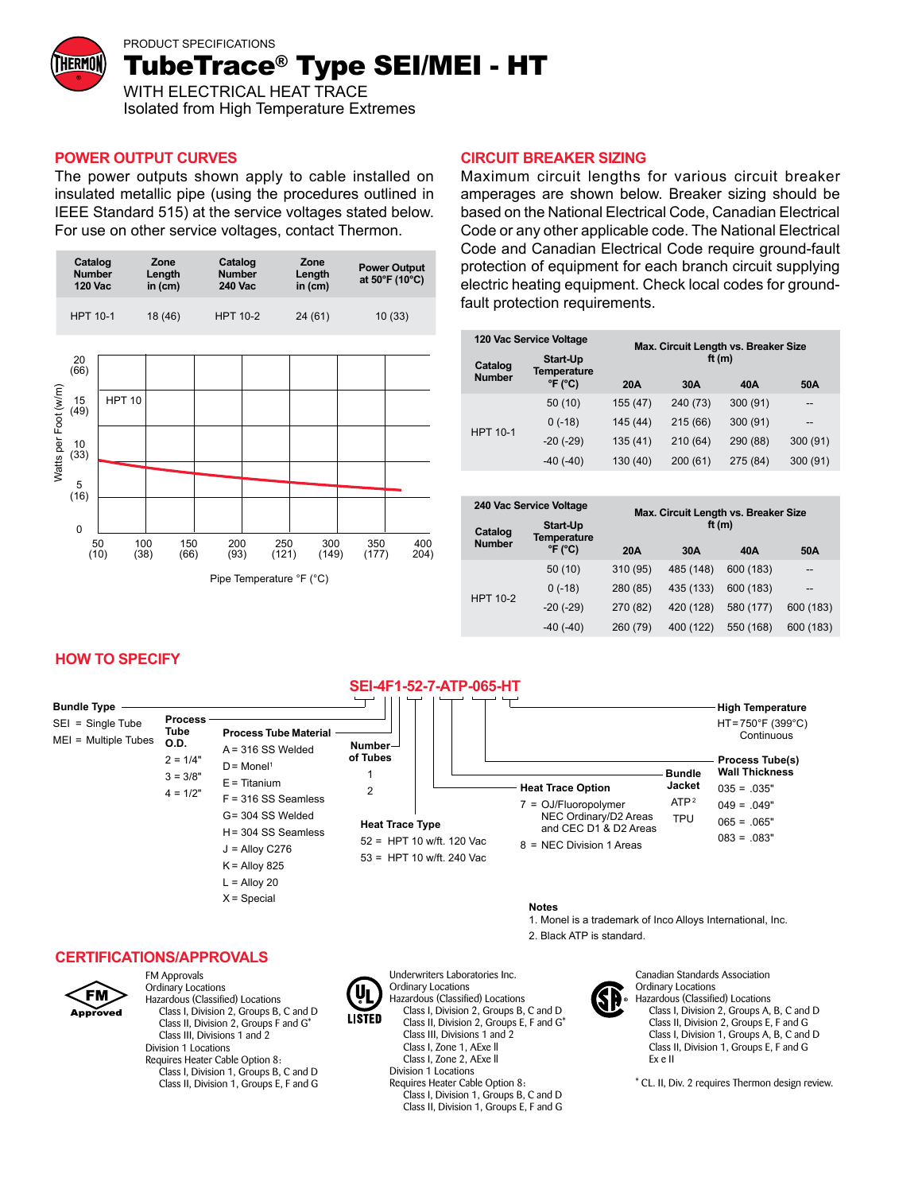PRODUCT SPECIFICATIONS

# TubeTrace® Type SEI/MEI - HT

WITH ELECTRICAL HEAT TRACE

Isolated from High Temperature Extremes

## POWER OUTPUT CURVES

The power outputs shown apply to cable installed on insulated metallic pipe (using the procedures outlined in IEEE Standard 515) at the service voltages stated below. For use on other service voltages, contact Thermon.

| Catalog Number 120 Vac | Zone Length in (cm) | Catalog Number 240 Vac | Zone Length in (cm) | Power Output at 50°F (10°C) |
|---|---|---|---|---|
| HPT 10-1 | 18 (46) | HPT 10-2 | 24 (61) | 10 (33) |

Watts per Foot (w/m)

20 (66)
15 (49)
10 (33)
5 (16)
0

HPT 10

50 (10)
100 (38)
150 (66)
200 (93)
250 (121)
300 (149)
350 (177)
400 204)

Pipe Temperature °F (°C)

## CIRCUIT BREAKER SIZING

Maximum circuit lengths for various circuit breaker amperages are shown below. Breaker sizing should be based on the National Electrical Code, Canadian Electrical Code or any other applicable code. The National Electrical Code and Canadian Electrical Code require ground-fault protection of equipment for each branch circuit supplying electric heating equipment. Check local codes for ground-fault protection requirements.

| 120 Vac Service Voltage | | Max. Circuit Length vs. Breaker Size ft (m) | | | |
|---|---|---|---|---|---|
| Catalog Number | Start-Up Temperature °F (°C) | 20A | 30A | 40A | 50A |
| HPT 10-1 | 50 (10) | 155 (47) | 240 (73) | 300 (91) | -- |
| | 0 (-18) | 145 (44) | 215 (66) | 300 (91) | -- |
| | -20 (-29) | 135 (41) | 210 (64) | 290 (88) | 300 (91) |
| | -40 (-40) | 130 (40) | 200 (61) | 275 (84) | 300 (91) |

| 240 Vac Service Voltage | | Max. Circuit Length vs. Breaker Size ft (m) | | | |
|---|---|---|---|---|---|
| Catalog Number | Start-Up Temperature °F (°C) | 20A | 30A | 40A | 50A |
| HPT 10-2 | 50 (10) | 310 (95) | 485 (148) | 600 (183) | -- |
| | 0 (-18) | 280 (85) | 435 (133) | 600 (183) | -- |
| | -20 (-29) | 270 (82) | 420 (128) | 580 (177) | 600 (183) |
| | -40 (-40) | 260 (79) | 400 (122) | 550 (168) | 600 (183) |

## HOW TO SPECIFY

**SEI-4F1-52-7-ATP-065-HT**

**Bundle Type**
- SEI = Single Tube
- MEI = Multiple Tubes

**Process Tube O.D.**
- 2 = 1/4"
- 3 = 3/8"
- 4 = 1/2"

**Process Tube Material**
- A = 316 SS Welded
- D = Monel[1]
- E = Titanium
- F = 316 SS Seamless
- G = 304 SS Welded
- H = 304 SS Seamless
- J = Alloy C276
- K = Alloy 825
- L = Alloy 20
- X = Special

**Number of Tubes**
- 1
- 2

**Heat Trace Type**
- 52 = HPT 10 w/ft. 120 Vac
- 53 = HPT 10 w/ft. 240 Vac

**Heat Trace Option**
- 7 = OJ/Fluoropolymer NEC Ordinary/D2 Areas and CEC D1 & D2 Areas
- 8 = NEC Division 1 Areas

**Bundle Jacket**
- ATP[2]
- TPU

**Process Tube(s) Wall Thickness**
- 035 = .035"
- 049 = .049"
- 065 = .065"
- 083 = .083"

**High Temperature**
- HT = 750°F (399°C) Continuous

**Notes**
1. Monel is a trademark of Inco Alloys International, Inc.
2. Black ATP is standard.

## CERTIFICATIONS/APPROVALS

FM Approvals
Ordinary Locations
Hazardous (Classified) Locations
- Class I, Division 2, Groups B, C and D
- Class II, Division 2, Groups F and G*
- Class III, Divisions 1 and 2

Division 1 Locations
Requires Heater Cable Option 8:
- Class I, Division 1, Groups B, C and D
- Class II, Division 1, Groups E, F and G

Underwriters Laboratories Inc.
Ordinary Locations
Hazardous (Classified) Locations
- Class I, Division 2, Groups B, C and D
- Class II, Division 2, Groups E, F and G*
- Class III, Divisions 1 and 2
- Class I, Zone 1, AEx II
- Class I, Zone 2, AEx II

Division 1 Locations
Requires Heater Cable Option 8:
- Class I, Division 1, Groups B, C and D
- Class II, Division 1, Groups E, F and G

Canadian Standards Association
Ordinary Locations
Hazardous (Classified) Locations
- Class I, Division 2, Groups A, B, C and D
- Class II, Division 2, Groups E, F and G
- Class I, Division 1, Groups A, B, C and D
- Class II, Division 1, Groups E, F and G
- Ex e II

* CL. II, Div. 2 requires Thermon design review.